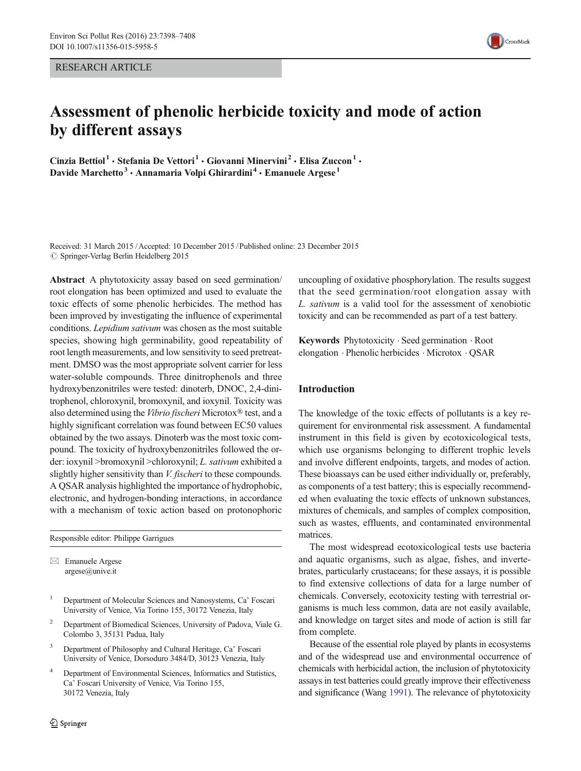RESEARCH ARTICLE

# Assessment of phenolic herbicide toxicity and mode of action by different assays

Cinzia Bettiol[1] · Stefania De Vettori[1] · Giovanni Minervini[2] · Elisa Zuccon[1] · Davide Marchetto[3] · Annamaria Volpi Ghirardini[4] · Emanuele Argese[1]

Received: 31 March 2015 / Accepted: 10 December 2015 / Published online: 23 December 2015
© Springer-Verlag Berlin Heidelberg 2015

**Abstract** A phytotoxicity assay based on seed germination/root elongation has been optimized and used to evaluate the toxic effects of some phenolic herbicides. The method has been improved by investigating the influence of experimental conditions. *Lepidium sativum* was chosen as the most suitable species, showing high germinability, good repeatability of root length measurements, and low sensitivity to seed pretreatment. DMSO was the most appropriate solvent carrier for less water-soluble compounds. Three dinitrophenols and three hydroxybenzonitriles were tested: dinoterb, DNOC, 2,4-dinitrophenol, chloroxynil, bromoxynil, and ioxynil. Toxicity was also determined using the *Vibrio fischeri* Microtox® test, and a highly significant correlation was found between EC50 values obtained by the two assays. Dinoterb was the most toxic compound. The toxicity of hydroxybenzonitriles followed the order: ioxynil > bromoxynil > chloroxynil; *L. sativum* exhibited a slightly higher sensitivity than *V. fischeri* to these compounds. A QSAR analysis highlighted the importance of hydrophobic, electronic, and hydrogen-bonding interactions, in accordance with a mechanism of toxic action based on protonophoric uncoupling of oxidative phosphorylation. The results suggest that the seed germination/root elongation assay with *L. sativum* is a valid tool for the assessment of xenobiotic toxicity and can be recommended as part of a test battery.

**Keywords** Phytotoxicity · Seed germination · Root elongation · Phenolic herbicides · Microtox · QSAR

Responsible editor: Philippe Garrigues

✉ Emanuele Argese
argese@unive.it

[1] Department of Molecular Sciences and Nanosystems, Ca' Foscari University of Venice, Via Torino 155, 30172 Venezia, Italy

[2] Department of Biomedical Sciences, University of Padova, Viale G. Colombo 3, 35131 Padua, Italy

[3] Department of Philosophy and Cultural Heritage, Ca' Foscari University of Venice, Dorsoduro 3484/D, 30123 Venezia, Italy

[4] Department of Environmental Sciences, Informatics and Statistics, Ca' Foscari University of Venice, Via Torino 155, 30172 Venezia, Italy

## Introduction

The knowledge of the toxic effects of pollutants is a key requirement for environmental risk assessment. A fundamental instrument in this field is given by ecotoxicological tests, which use organisms belonging to different trophic levels and involve different endpoints, targets, and modes of action. These bioassays can be used either individually or, preferably, as components of a test battery; this is especially recommended when evaluating the toxic effects of unknown substances, mixtures of chemicals, and samples of complex composition, such as wastes, effluents, and contaminated environmental matrices.

The most widespread ecotoxicological tests use bacteria and aquatic organisms, such as algae, fishes, and invertebrates, particularly crustaceans; for these assays, it is possible to find extensive collections of data for a large number of chemicals. Conversely, ecotoxicity testing with terrestrial organisms is much less common, data are not easily available, and knowledge on target sites and mode of action is still far from complete.

Because of the essential role played by plants in ecosystems and of the widespread use and environmental occurrence of chemicals with herbicidal action, the inclusion of phytotoxicity assays in test batteries could greatly improve their effectiveness and significance (Wang 1991). The relevance of phytotoxicity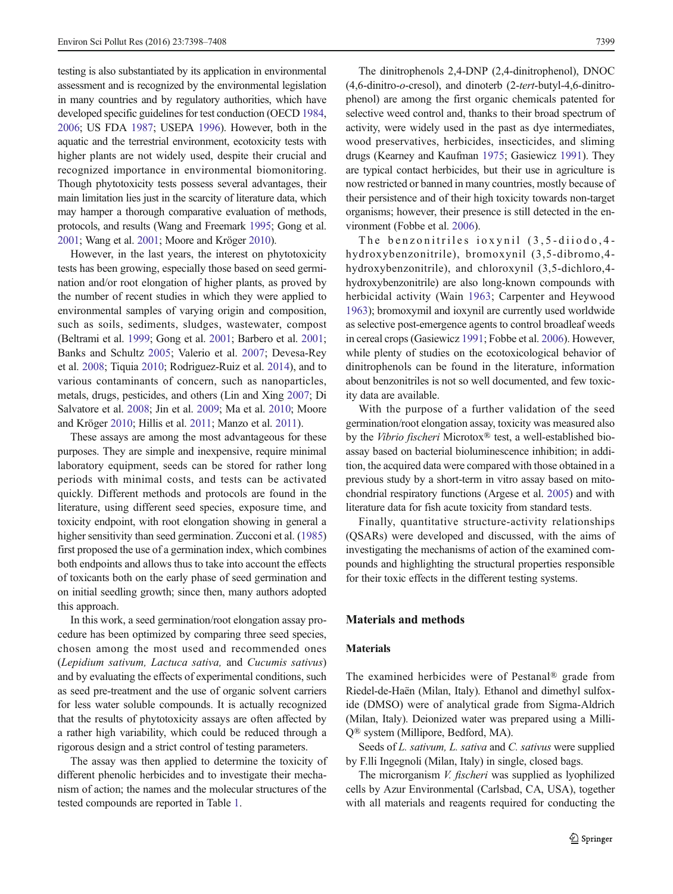testing is also substantiated by its application in environmental assessment and is recognized by the environmental legislation in many countries and by regulatory authorities, which have developed specific guidelines for test conduction (OECD 1984, 2006; US FDA 1987; USEPA 1996). However, both in the aquatic and the terrestrial environment, ecotoxicity tests with higher plants are not widely used, despite their crucial and recognized importance in environmental biomonitoring. Though phytotoxicity tests possess several advantages, their main limitation lies just in the scarcity of literature data, which may hamper a thorough comparative evaluation of methods, protocols, and results (Wang and Freemark 1995; Gong et al. 2001; Wang et al. 2001; Moore and Kröger 2010).

However, in the last years, the interest on phytotoxicity tests has been growing, especially those based on seed germination and/or root elongation of higher plants, as proved by the number of recent studies in which they were applied to environmental samples of varying origin and composition, such as soils, sediments, sludges, wastewater, compost (Beltrami et al. 1999; Gong et al. 2001; Barbero et al. 2001; Banks and Schultz 2005; Valerio et al. 2007; Devesa-Rey et al. 2008; Tiquia 2010; Rodriguez-Ruiz et al. 2014), and to various contaminants of concern, such as nanoparticles, metals, drugs, pesticides, and others (Lin and Xing 2007; Di Salvatore et al. 2008; Jin et al. 2009; Ma et al. 2010; Moore and Kröger 2010; Hillis et al. 2011; Manzo et al. 2011).

These assays are among the most advantageous for these purposes. They are simple and inexpensive, require minimal laboratory equipment, seeds can be stored for rather long periods with minimal costs, and tests can be activated quickly. Different methods and protocols are found in the literature, using different seed species, exposure time, and toxicity endpoint, with root elongation showing in general a higher sensitivity than seed germination. Zucconi et al. (1985) first proposed the use of a germination index, which combines both endpoints and allows thus to take into account the effects of toxicants both on the early phase of seed germination and on initial seedling growth; since then, many authors adopted this approach.

In this work, a seed germination/root elongation assay procedure has been optimized by comparing three seed species, chosen among the most used and recommended ones (*Lepidium sativum, Lactuca sativa,* and *Cucumis sativus*) and by evaluating the effects of experimental conditions, such as seed pre-treatment and the use of organic solvent carriers for less water soluble compounds. It is actually recognized that the results of phytotoxicity assays are often affected by a rather high variability, which could be reduced through a rigorous design and a strict control of testing parameters.

The assay was then applied to determine the toxicity of different phenolic herbicides and to investigate their mechanism of action; the names and the molecular structures of the tested compounds are reported in Table 1.

The dinitrophenols 2,4-DNP (2,4-dinitrophenol), DNOC (4,6-dinitro-*o*-cresol), and dinoterb (2-*tert*-butyl-4,6-dinitrophenol) are among the first organic chemicals patented for selective weed control and, thanks to their broad spectrum of activity, were widely used in the past as dye intermediates, wood preservatives, herbicides, insecticides, and sliming drugs (Kearney and Kaufman 1975; Gasiewicz 1991). They are typical contact herbicides, but their use in agriculture is now restricted or banned in many countries, mostly because of their persistence and of their high toxicity towards non-target organisms; however, their presence is still detected in the environment (Fobbe et al. 2006).

The benzonitriles ioxynil (3,5-diiodo,4-hydroxybenzonitrile), bromoxynil (3,5-dibromo,4-hydroxybenzonitrile), and chloroxynil (3,5-dichloro,4-hydroxybenzonitrile) are also long-known compounds with herbicidal activity (Wain 1963; Carpenter and Heywood 1963); bromoxymil and ioxynil are currently used worldwide as selective post-emergence agents to control broadleaf weeds in cereal crops (Gasiewicz 1991; Fobbe et al. 2006). However, while plenty of studies on the ecotoxicological behavior of dinitrophenols can be found in the literature, information about benzonitriles is not so well documented, and few toxicity data are available.

With the purpose of a further validation of the seed germination/root elongation assay, toxicity was measured also by the *Vibrio fischeri* Microtox® test, a well-established bioassay based on bacterial bioluminescence inhibition; in addition, the acquired data were compared with those obtained in a previous study by a short-term in vitro assay based on mitochondrial respiratory functions (Argese et al. 2005) and with literature data for fish acute toxicity from standard tests.

Finally, quantitative structure-activity relationships (QSARs) were developed and discussed, with the aims of investigating the mechanisms of action of the examined compounds and highlighting the structural properties responsible for their toxic effects in the different testing systems.

## Materials and methods

### Materials

The examined herbicides were of Pestanal® grade from Riedel-de-Haën (Milan, Italy). Ethanol and dimethyl sulfoxide (DMSO) were of analytical grade from Sigma-Aldrich (Milan, Italy). Deionized water was prepared using a Milli-Q® system (Millipore, Bedford, MA).

Seeds of *L. sativum, L. sativa* and *C. sativus* were supplied by F.lli Ingegnoli (Milan, Italy) in single, closed bags.

The micrjudorganism *V. fischeri* was supplied as lyophilized cells by Azur Environmental (Carlsbad, CA, USA), together with all materials and reagents required for conducting the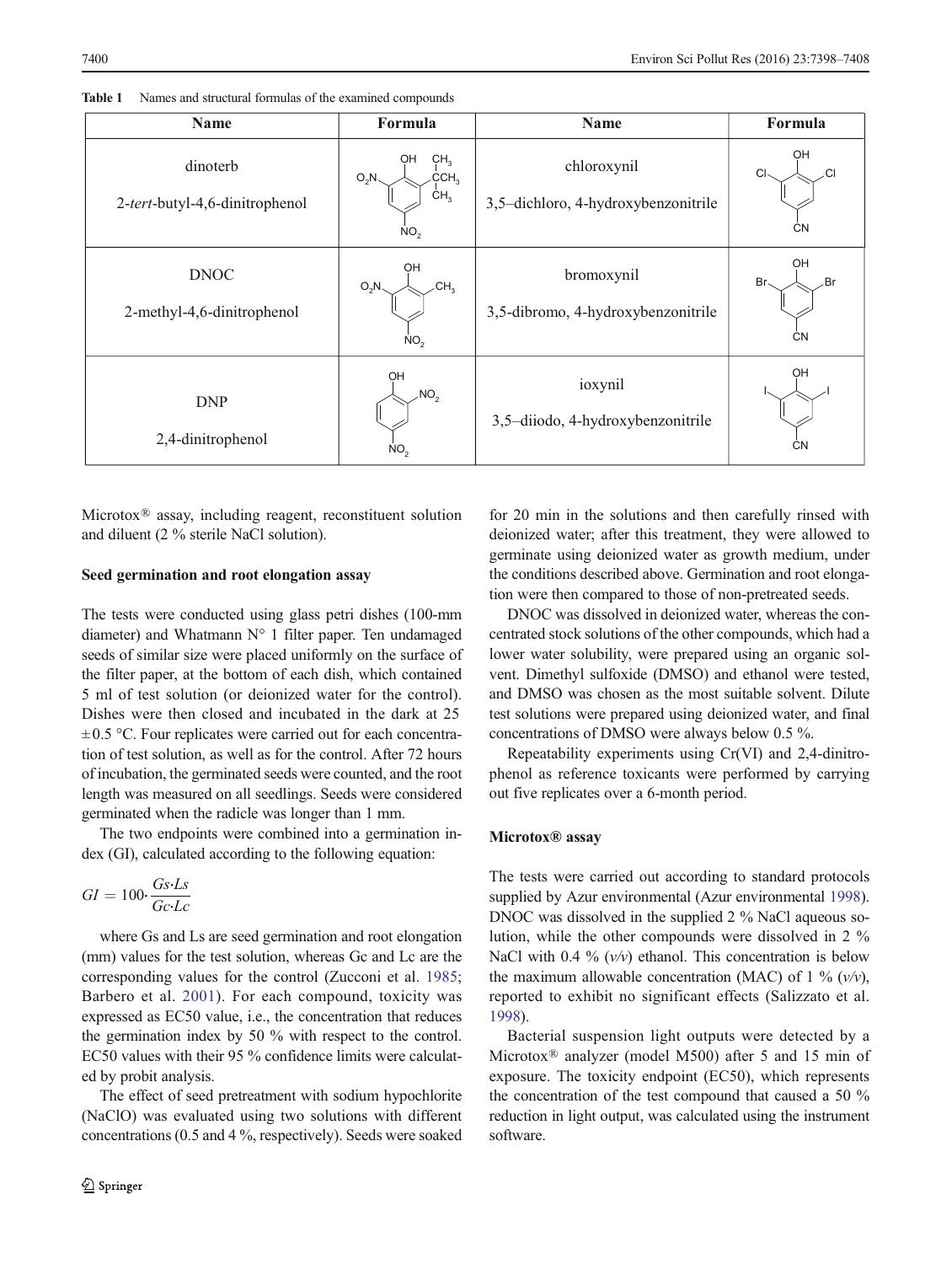**Table 1** Names and structural formulas of the examined compounds

| Name | Formula | Name | Formula |
|---|---|---|---|
| dinoterb<br>2-*tert*-butyl-4,6-dinitrophenol | | chloroxynil<br>3,5–dichloro, 4-hydroxybenzonitrile | |
| DNOC<br>2-methyl-4,6-dinitrophenol | | bromoxynil<br>3,5-dibromo, 4-hydroxybenzonitrile | |
| DNP<br>2,4-dinitrophenol | | ioxynil<br>3,5–diiodo, 4-hydroxybenzonitrile | |

Microtox® assay, including reagent, reconstituent solution and diluent (2 % sterile NaCl solution).

### Seed germination and root elongation assay

The tests were conducted using glass petri dishes (100-mm diameter) and Whatmann N° 1 filter paper. Ten undamaged seeds of similar size were placed uniformly on the surface of the filter paper, at the bottom of each dish, which contained 5 ml of test solution (or deionized water for the control). Dishes were then closed and incubated in the dark at 25 ±0.5 °C. Four replicates were carried out for each concentration of test solution, as well as for the control. After 72 hours of incubation, the germinated seeds were counted, and the root length was measured on all seedlings. Seeds were considered germinated when the radicle was longer than 1 mm.

The two endpoints were combined into a germination index (GI), calculated according to the following equation:

$$GI = 100 \cdot \frac{Gs \cdot Ls}{Gc \cdot Lc}$$

where Gs and Ls are seed germination and root elongation (mm) values for the test solution, whereas Gc and Lc are the corresponding values for the control (Zucconi et al. 1985; Barbero et al. 2001). For each compound, toxicity was expressed as EC50 value, i.e., the concentration that reduces the germination index by 50 % with respect to the control. EC50 values with their 95 % confidence limits were calculated by probit analysis.

The effect of seed pretreatment with sodium hypochlorite (NaClO) was evaluated using two solutions with different concentrations (0.5 and 4 %, respectively). Seeds were soaked for 20 min in the solutions and then carefully rinsed with deionized water; after this treatment, they were allowed to germinate using deionized water as growth medium, under the conditions described above. Germination and root elongation were then compared to those of non-pretreated seeds.

DNOC was dissolved in deionized water, whereas the concentrated stock solutions of the other compounds, which had a lower water solubility, were prepared using an organic solvent. Dimethyl sulfoxide (DMSO) and ethanol were tested, and DMSO was chosen as the most suitable solvent. Dilute test solutions were prepared using deionized water, and final concentrations of DMSO were always below 0.5 %.

Repeatability experiments using Cr(VI) and 2,4-dinitrophenol as reference toxicants were performed by carrying out five replicates over a 6-month period.

### Microtox® assay

The tests were carried out according to standard protocols supplied by Azur environmental (Azur environmental 1998). DNOC was dissolved in the supplied 2 % NaCl aqueous solution, while the other compounds were dissolved in 2 % NaCl with 0.4 % (*v/v*) ethanol. This concentration is below the maximum allowable concentration (MAC) of 1 % (*v/v*), reported to exhibit no significant effects (Salizzato et al. 1998).

Bacterial suspension light outputs were detected by a Microtox® analyzer (model M500) after 5 and 15 min of exposure. The toxicity endpoint (EC50), which represents the concentration of the test compound that caused a 50 % reduction in light output, was calculated using the instrument software.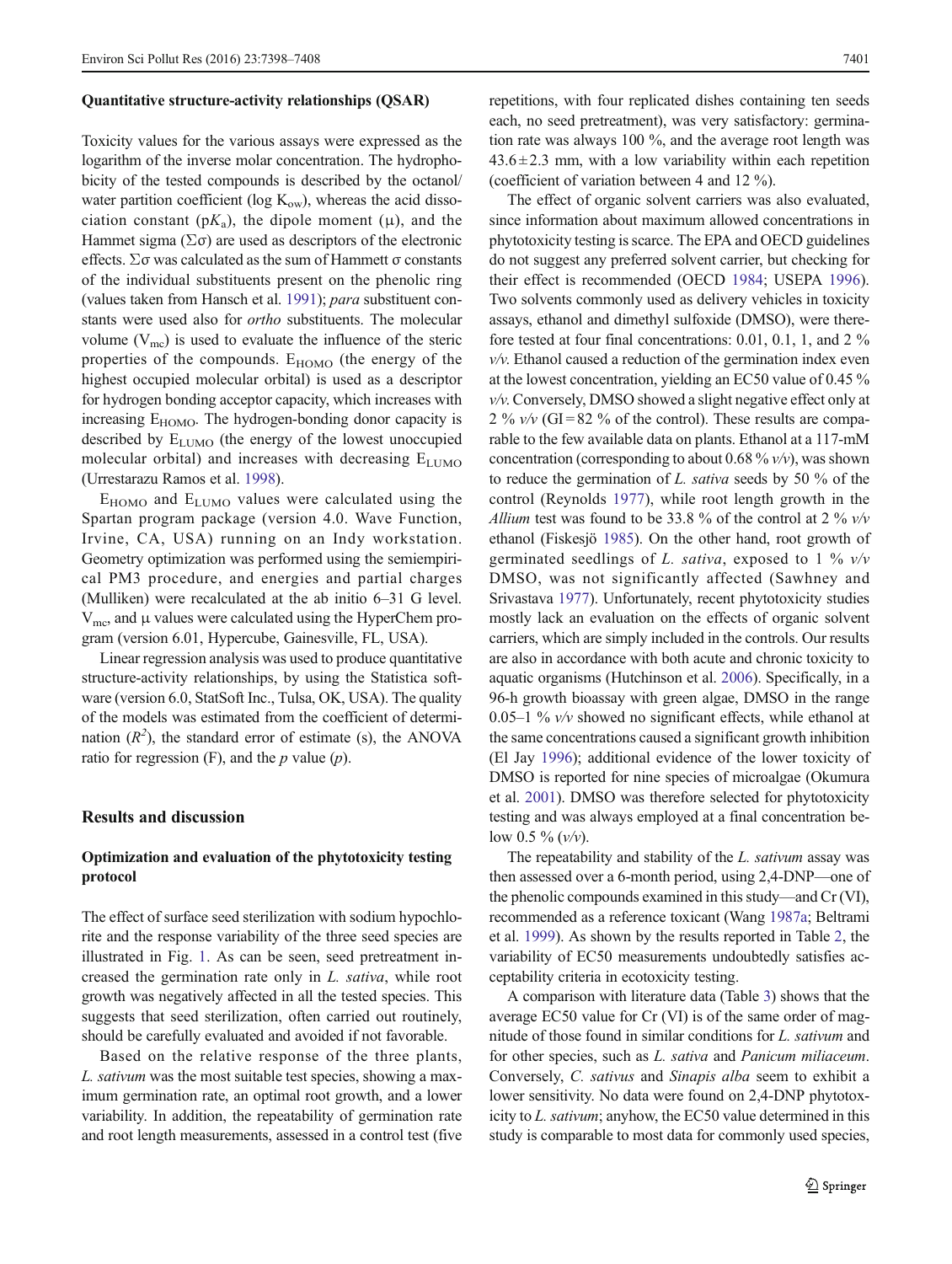### Quantitative structure-activity relationships (QSAR)

Toxicity values for the various assays were expressed as the logarithm of the inverse molar concentration. The hydrophobicity of the tested compounds is described by the octanol/water partition coefficient (log $K_{ow}$), whereas the acid dissociation constant ($pK_a$), the dipole moment ($\mu$), and the Hammet sigma ($\Sigma\sigma$) are used as descriptors of the electronic effects. $\Sigma\sigma$ was calculated as the sum of Hammett $\sigma$ constants of the individual substituents present on the phenolic ring (values taken from Hansch et al. 1991); *para* substituent constants were used also for *ortho* substituents. The molecular volume ($V_{mc}$) is used to evaluate the influence of the steric properties of the compounds. $E_{HOMO}$ (the energy of the highest occupied molecular orbital) is used as a descriptor for hydrogen bonding acceptor capacity, which increases with increasing $E_{HOMO}$. The hydrogen-bonding donor capacity is described by $E_{LUMO}$ (the energy of the lowest unoccupied molecular orbital) and increases with decreasing $E_{LUMO}$ (Urrestarazu Ramos et al. 1998).

$E_{HOMO}$ and $E_{LUMO}$ values were calculated using the Spartan program package (version 4.0. Wave Function, Irvine, CA, USA) running on an Indy workstation. Geometry optimization was performed using the semiempirical PM3 procedure, and energies and partial charges (Mulliken) were recalculated at the ab initio 6–31 G level. $V_{mc}$, and $\mu$ values were calculated using the HyperChem program (version 6.01, Hypercube, Gainesville, FL, USA).

Linear regression analysis was used to produce quantitative structure-activity relationships, by using the Statistica software (version 6.0, StatSoft Inc., Tulsa, OK, USA). The quality of the models was estimated from the coefficient of determination ($R^2$), the standard error of estimate (s), the ANOVA ratio for regression (F), and the *p* value (*p*).

## Results and discussion

### Optimization and evaluation of the phytotoxicity testing protocol

The effect of surface seed sterilization with sodium hypochlorite and the response variability of the three seed species are illustrated in Fig. 1. As can be seen, seed pretreatment increased the germination rate only in *L. sativa*, while root growth was negatively affected in all the tested species. This suggests that seed sterilization, often carried out routinely, should be carefully evaluated and avoided if not favorable.

Based on the relative response of the three plants, *L. sativum* was the most suitable test species, showing a maximum germination rate, an optimal root growth, and a lower variability. In addition, the repeatability of germination rate and root length measurements, assessed in a control test (five repetitions, with four replicated dishes containing ten seeds each, no seed pretreatment), was very satisfactory: germination rate was always 100 %, and the average root length was 43.6 ± 2.3 mm, with a low variability within each repetition (coefficient of variation between 4 and 12 %).

The effect of organic solvent carriers was also evaluated, since information about maximum allowed concentrations in phytotoxicity testing is scarce. The EPA and OECD guidelines do not suggest any preferred solvent carrier, but checking for their effect is recommended (OECD 1984; USEPA 1996). Two solvents commonly used as delivery vehicles in toxicity assays, ethanol and dimethyl sulfoxide (DMSO), were therefore tested at four final concentrations: 0.01, 0.1, 1, and 2 % *v/v*. Ethanol caused a reduction of the germination index even at the lowest concentration, yielding an EC50 value of 0.45 % *v/v*. Conversely, DMSO showed a slight negative effect only at 2 % *v/v* (GI = 82 % of the control). These results are comparable to the few available data on plants. Ethanol at a 117-mM concentration (corresponding to about 0.68 % *v/v*), was shown to reduce the germination of *L. sativa* seeds by 50 % of the control (Reynolds 1977), while root length growth in the *Allium* test was found to be 33.8 % of the control at 2 % *v/v* ethanol (Fiskesjö 1985). On the other hand, root growth of germinated seedlings of *L. sativa*, exposed to 1 % *v/v* DMSO, was not significantly affected (Sawhney and Srivastava 1977). Unfortunately, recent phytotoxicity studies mostly lack an evaluation on the effects of organic solvent carriers, which are simply included in the controls. Our results are also in accordance with both acute and chronic toxicity to aquatic organisms (Hutchinson et al. 2006). Specifically, in a 96-h growth bioassay with green algae, DMSO in the range 0.05–1 % *v/v* showed no significant effects, while ethanol at the same concentrations caused a significant growth inhibition (El Jay 1996); additional evidence of the lower toxicity of DMSO is reported for nine species of microalgae (Okumura et al. 2001). DMSO was therefore selected for phytotoxicity testing and was always employed at a final concentration below 0.5 % (*v/v*).

The repeatability and stability of the *L. sativum* assay was then assessed over a 6-month period, using 2,4-DNP—one of the phenolic compounds examined in this study—and Cr (VI), recommended as a reference toxicant (Wang 1987a; Beltrami et al. 1999). As shown by the results reported in Table 2, the variability of EC50 measurements undoubtedly satisfies acceptability criteria in ecotoxicity testing.

A comparison with literature data (Table 3) shows that the average EC50 value for Cr (VI) is of the same order of magnitude of those found in similar conditions for *L. sativum* and for other species, such as *L. sativa* and *Panicum miliaceum*. Conversely, *C. sativus* and *Sinapis alba* seem to exhibit a lower sensitivity. No data were found on 2,4-DNP phytotoxicity to *L. sativum*; anyhow, the EC50 value determined in this study is comparable to most data for commonly used species,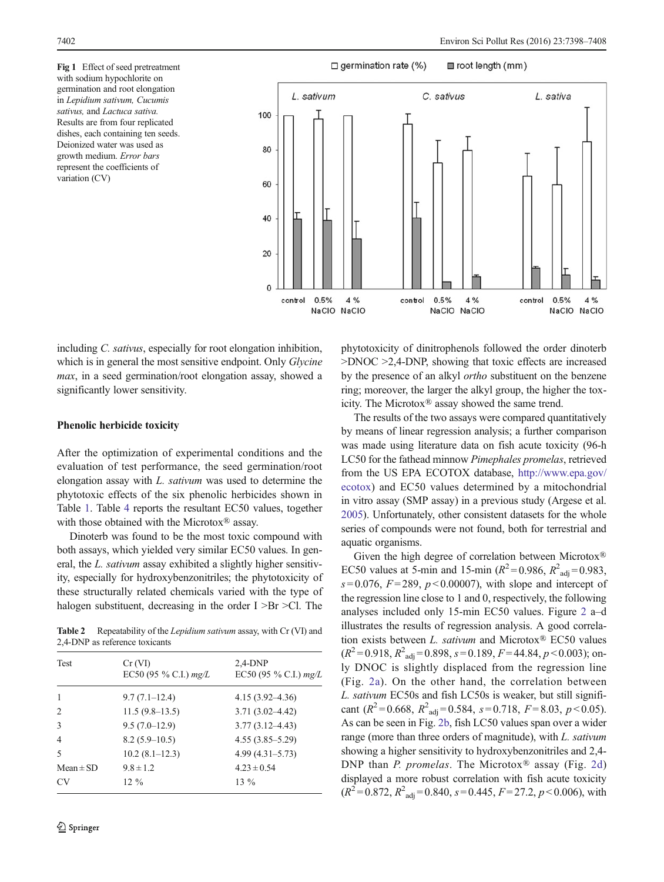Fig 1 Effect of seed pretreatment with sodium hypochlorite on germination and root elongation in *Lepidium sativum*, *Cucumis sativus*, and *Lactuca sativa*. Results are from four replicated dishes, each containing ten seeds. Deionized water was used as growth medium. *Error bars* represent the coefficients of variation (CV)

including *C. sativus*, especially for root elongation inhibition, which is in general the most sensitive endpoint. Only *Glycine max*, in a seed germination/root elongation assay, showed a significantly lower sensitivity.

**Phenolic herbicide toxicity**

After the optimization of experimental conditions and the evaluation of test performance, the seed germination/root elongation assay with *L. sativum* was used to determine the phytotoxic effects of the six phenolic herbicides shown in Table 1. Table 4 reports the resultant EC50 values, together with those obtained with the Microtox® assay.

Dinoterb was found to be the most toxic compound with both assays, which yielded very similar EC50 values. In general, the *L. sativum* assay exhibited a slightly higher sensitivity, especially for hydroxybenzonitriles; the phytotoxicity of these structurally related chemicals varied with the type of halogen substituent, decreasing in the order I >Br >Cl. The

Table 2 Repeatability of the *Lepidium sativum* assay, with Cr (VI) and 2,4-DNP as reference toxicants

| Test | Cr (VI) EC50 (95 % C.I.) *mg/L* | 2,4-DNP EC50 (95 % C.I.) *mg/L* |
|---|---|---|
| 1 | 9.7 (7.1–12.4) | 4.15 (3.92–4.36) |
| 2 | 11.5 (9.8–13.5) | 3.71 (3.02–4.42) |
| 3 | 9.5 (7.0–12.9) | 3.77 (3.12–4.43) |
| 4 | 8.2 (5.9–10.5) | 4.55 (3.85–5.29) |
| 5 | 10.2 (8.1–12.3) | 4.99 (4.31–5.73) |
| Mean ± SD | 9.8 ± 1.2 | 4.23 ± 0.54 |
| CV | 12 % | 13 % |

phytotoxicity of dinitrophenols followed the order dinoterb >DNOC >2,4-DNP, showing that toxic effects are increased by the presence of an alkyl *ortho* substituent on the benzene ring; moreover, the larger the alkyl group, the higher the toxicity. The Microtox® assay showed the same trend.

The results of the two assays were compared quantitatively by means of linear regression analysis; a further comparison was made using literature data on fish acute toxicity (96-h LC50 for the fathead minnow *Pimephales promelas*, retrieved from the US EPA ECOTOX database, http://www.epa.gov/ecotox) and EC50 values determined by a mitochondrial in vitro assay (SMP assay) in a previous study (Argese et al. 2005). Unfortunately, other consistent datasets for the whole series of compounds were not found, both for terrestrial and aquatic organisms.

Given the high degree of correlation between Microtox® EC50 values at 5-min and 15-min ($R^2 = 0.986$, $R^2_{adj} = 0.983$, $s = 0.076$, $F = 289$, $p < 0.00007$), with slope and intercept of the regression line close to 1 and 0, respectively, the following analyses included only 15-min EC50 values. Figure 2 a–d illustrates the results of regression analysis. A good correlation exists between *L. sativum* and Microtox® EC50 values ($R^2 = 0.918$, $R^2_{adj} = 0.898$, $s = 0.189$, $F = 44.84$, $p < 0.003$); only DNOC is slightly displaced from the regression line (Fig. 2a). On the other hand, the correlation between *L. sativum* EC50s and fish LC50s is weaker, but still significant ($R^2 = 0.668$, $R^2_{adj} = 0.584$, $s = 0.718$, $F = 8.03$, $p < 0.05$). As can be seen in Fig. 2b, fish LC50 values span over a wider range (more than three orders of magnitude), with *L. sativum* showing a higher sensitivity to hydroxybenzonitriles and 2,4-DNP than *P. promelas*. The Microtox® assay (Fig. 2d) displayed a more robust correlation with fish acute toxicity ($R^2 = 0.872$, $R^2_{adj} = 0.840$, $s = 0.445$, $F = 27.2$, $p < 0.006$), with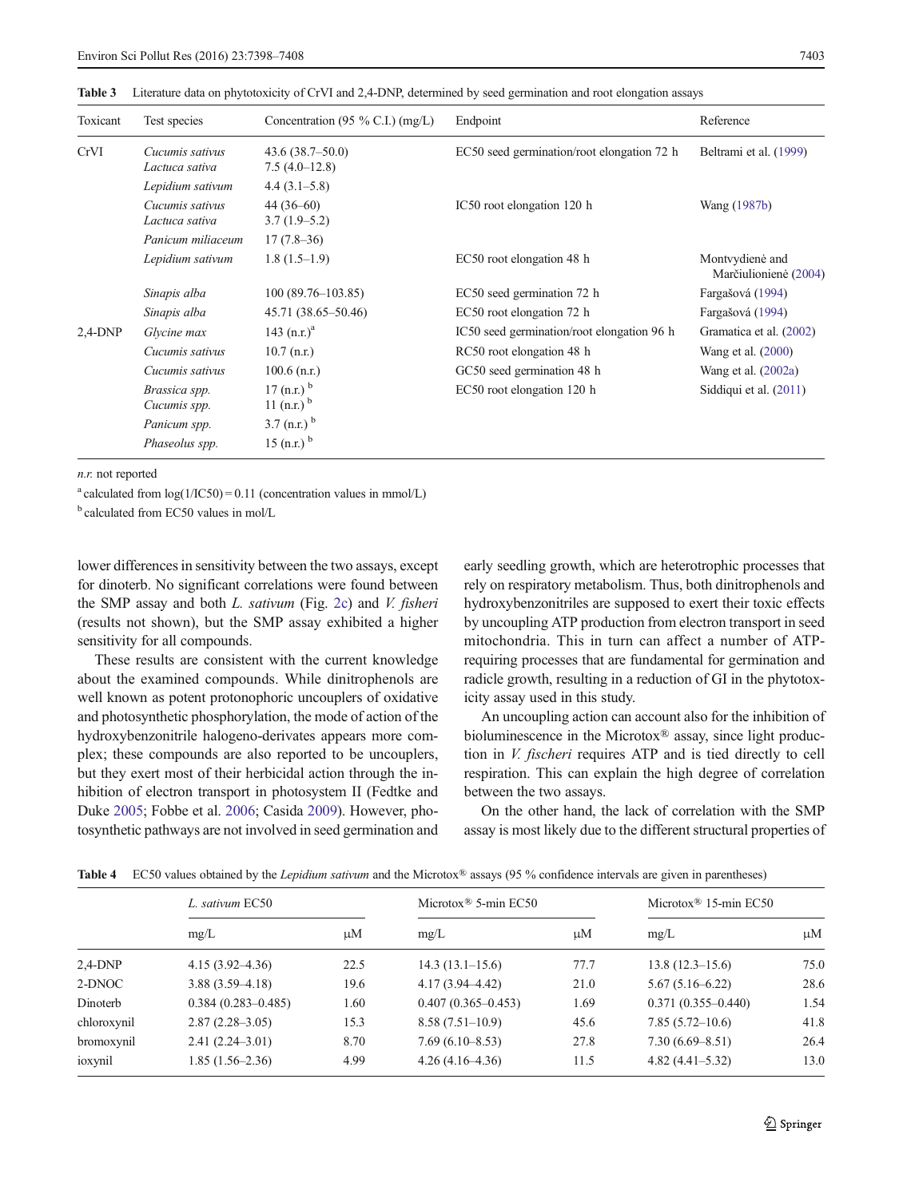**Table 3** Literature data on phytotoxicity of CrVI and 2,4-DNP, determined by seed germination and root elongation assays

| Toxicant | Test species | Concentration (95 % C.I.) (mg/L) | Endpoint | Reference |
|---|---|---|---|---|
| CrVI | *Cucumis sativus* | 43.6 (38.7–50.0) | EC50 seed germination/root elongation 72 h | Beltrami et al. (1999) |
| | *Lactuca sativa* | 7.5 (4.0–12.8) | | |
| | *Lepidium sativum* | 4.4 (3.1–5.8) | | |
| | *Cucumis sativus* | 44 (36–60) | IC50 root elongation 120 h | Wang (1987b) |
| | *Lactuca sativa* | 3.7 (1.9–5.2) | | |
| | *Panicum miliaceum* | 17 (7.8–36) | | |
| | *Lepidium sativum* | 1.8 (1.5–1.9) | EC50 root elongation 48 h | Montvydienė and Marčiulionienė (2004) |
| | *Sinapis alba* | 100 (89.76–103.85) | EC50 seed germination 72 h | Fargašová (1994) |
| | *Sinapis alba* | 45.71 (38.65–50.46) | EC50 root elongation 72 h | Fargašová (1994) |
| 2,4-DNP | *Glycine max* | 143 (n.r.)[a] | IC50 seed germination/root elongation 96 h | Gramatica et al. (2002) |
| | *Cucumis sativus* | 10.7 (n.r.) | RC50 root elongation 48 h | Wang et al. (2000) |
| | *Cucumis sativus* | 100.6 (n.r.) | GC50 seed germination 48 h | Wang et al. (2002a) |
| | *Brassica spp.* | 17 (n.r.)[b] | EC50 root elongation 120 h | Siddiqui et al. (2011) |
| | *Cucumis spp.* | 11 (n.r.)[b] | | |
| | *Panicum spp.* | 3.7 (n.r.)[b] | | |
| | *Phaseolus spp.* | 15 (n.r.)[b] | | |

*n.r.* not reported

[a] calculated from log(1/IC50) = 0.11 (concentration values in mmol/L)

[b] calculated from EC50 values in mol/L

lower differences in sensitivity between the two assays, except for dinoterb. No significant correlations were found between the SMP assay and both *L. sativum* (Fig. 2c) and *V. fisheri* (results not shown), but the SMP assay exhibited a higher sensitivity for all compounds.

These results are consistent with the current knowledge about the examined compounds. While dinitrophenols are well known as potent protonophoric uncouplers of oxidative and photosynthetic phosphorylation, the mode of action of the hydroxybenzonitrile halogeno-derivates appears more complex; these compounds are also reported to be uncouplers, but they exert most of their herbicidal action through the inhibition of electron transport in photosystem II (Fedtke and Duke 2005; Fobbe et al. 2006; Casida 2009). However, photosynthetic pathways are not involved in seed germination and early seedling growth, which are heterotrophic processes that rely on respiratory metabolism. Thus, both dinitrophenols and hydroxybenzonitriles are supposed to exert their toxic effects by uncoupling ATP production from electron transport in seed mitochondria. This in turn can affect a number of ATP-requiring processes that are fundamental for germination and radicle growth, resulting in a reduction of GI in the phytotoxicity assay used in this study.

An uncoupling action can account also for the inhibition of bioluminescence in the Microtox® assay, since light production in *V. fischeri* requires ATP and is tied directly to cell respiration. This can explain the high degree of correlation between the two assays.

On the other hand, the lack of correlation with the SMP assay is most likely due to the different structural properties of

**Table 4** EC50 values obtained by the *Lepidium sativum* and the Microtox® assays (95 % confidence intervals are given in parentheses)

| | *L. sativum* EC50 | | Microtox® 5-min EC50 | | Microtox® 15-min EC50 | |
|---|---|---|---|---|---|---|
| | mg/L | μM | mg/L | μM | mg/L | μM |
| 2,4-DNP | 4.15 (3.92–4.36) | 22.5 | 14.3 (13.1–15.6) | 77.7 | 13.8 (12.3–15.6) | 75.0 |
| 2-DNOC | 3.88 (3.59–4.18) | 19.6 | 4.17 (3.94–4.42) | 21.0 | 5.67 (5.16–6.22) | 28.6 |
| Dinoterb | 0.384 (0.283–0.485) | 1.60 | 0.407 (0.365–0.453) | 1.69 | 0.371 (0.355–0.440) | 1.54 |
| chloroxynil | 2.87 (2.28–3.05) | 15.3 | 8.58 (7.51–10.9) | 45.6 | 7.85 (5.72–10.6) | 41.8 |
| bromoxynil | 2.41 (2.24–3.01) | 8.70 | 7.69 (6.10–8.53) | 27.8 | 7.30 (6.69–8.51) | 26.4 |
| ioxynil | 1.85 (1.56–2.36) | 4.99 | 4.26 (4.16–4.36) | 11.5 | 4.82 (4.41–5.32) | 13.0 |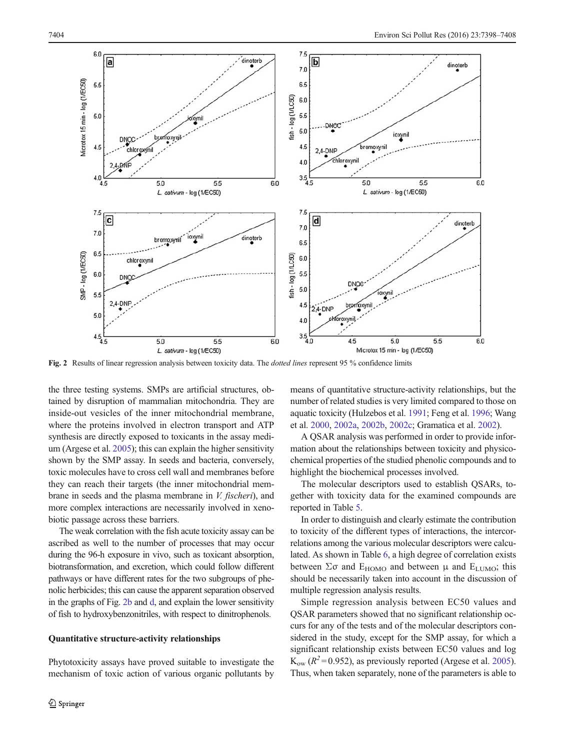Fig. 2 Results of linear regression analysis between toxicity data. The *dotted lines* represent 95 % confidence limits

the three testing systems. SMPs are artificial structures, obtained by disruption of mammalian mitochondria. They are inside-out vesicles of the inner mitochondrial membrane, where the proteins involved in electron transport and ATP synthesis are directly exposed to toxicants in the assay medium (Argese et al. 2005); this can explain the higher sensitivity shown by the SMP assay. In seeds and bacteria, conversely, toxic molecules have to cross cell wall and membranes before they can reach their targets (the inner mitochondrial membrane in seeds and the plasma membrane in *V. fischeri*), and more complex interactions are necessarily involved in xenobiotic passage across these barriers.

The weak correlation with the fish acute toxicity assay can be ascribed as well to the number of processes that may occur during the 96-h exposure in vivo, such as toxicant absorption, biotransformation, and excretion, which could follow different pathways or have different rates for the two subgroups of phenolic herbicides; this can cause the apparent separation observed in the graphs of Fig. 2b and d, and explain the lower sensitivity of fish to hydroxybenzonitriles, with respect to dinitrophenols.

**Quantitative structure-activity relationships**

Phytotoxicity assays have proved suitable to investigate the mechanism of toxic action of various organic pollutants by means of quantitative structure-activity relationships, but the number of related studies is very limited compared to those on aquatic toxicity (Hulzebos et al. 1991; Feng et al. 1996; Wang et al. 2000, 2002a, 2002b, 2002c; Gramatica et al. 2002).

A QSAR analysis was performed in order to provide information about the relationships between toxicity and physicochemical properties of the studied phenolic compounds and to highlight the biochemical processes involved.

The molecular descriptors used to establish QSARs, together with toxicity data for the examined compounds are reported in Table 5.

In order to distinguish and clearly estimate the contribution to toxicity of the different types of interactions, the intercorrelations among the various molecular descriptors were calculated. As shown in Table 6, a high degree of correlation exists between $\Sigma\sigma$ and $E_{HOMO}$ and between $\mu$ and $E_{LUMO}$; this should be necessarily taken into account in the discussion of multiple regression analysis results.

Simple regression analysis between EC50 values and QSAR parameters showed that no significant relationship occurs for any of the tests and of the molecular descriptors considered in the study, except for the SMP assay, for which a significant relationship exists between EC50 values and log $K_{ow}$ ($R^2 = 0.952$), as previously reported (Argese et al. 2005). Thus, when taken separately, none of the parameters is able to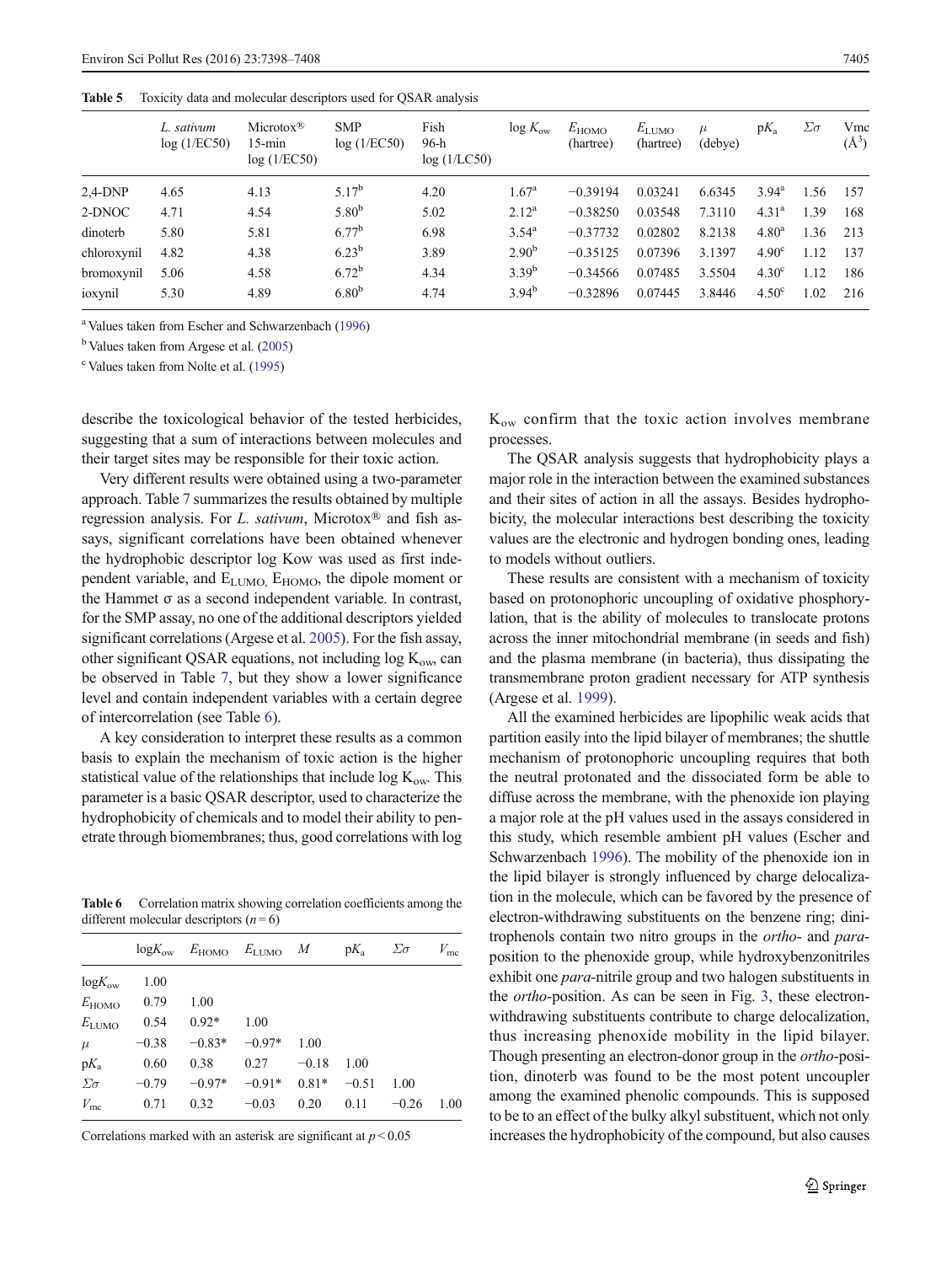**Table 5** Toxicity data and molecular descriptors used for QSAR analysis

| | *L. sativum* log (1/EC50) | Microtox® 15-min log (1/EC50) | SMP log (1/EC50) | Fish 96-h log (1/LC50) | log $K_{ow}$ | $E_{HOMO}$ (hartree) | $E_{LUMO}$ (hartree) | $\mu$ (debye) | p$K_a$ | $\Sigma\sigma$ | Vmc (Å$^3$) |
|---|---|---|---|---|---|---|---|---|---|---|---|
| 2,4-DNP | 4.65 | 4.13 | 5.17[b] | 4.20 | 1.67[a] | −0.39194 | 0.03241 | 6.6345 | 3.94[a] | 1.56 | 157 |
| 2-DNOC | 4.71 | 4.54 | 5.80[b] | 5.02 | 2.12[a] | −0.38250 | 0.03548 | 7.3110 | 4.31[a] | 1.39 | 168 |
| dinoterb | 5.80 | 5.81 | 6.77[b] | 6.98 | 3.54[a] | −0.37732 | 0.02802 | 8.2138 | 4.80[a] | 1.36 | 213 |
| chloroxynil | 4.82 | 4.38 | 6.23[b] | 3.89 | 2.90[b] | −0.35125 | 0.07396 | 3.1397 | 4.90[c] | 1.12 | 137 |
| bromoxynil | 5.06 | 4.58 | 6.72[b] | 4.34 | 3.39[b] | −0.34566 | 0.07485 | 3.5504 | 4.30[c] | 1.12 | 186 |
| ioxynil | 5.30 | 4.89 | 6.80[b] | 4.74 | 3.94[b] | −0.32896 | 0.07445 | 3.8446 | 4.50[c] | 1.02 | 216 |

[a] Values taken from Escher and Schwarzenbach (1996)

[b] Values taken from Argese et al. (2005)

[c] Values taken from Nolte et al. (1995)

describe the toxicological behavior of the tested herbicides, suggesting that a sum of interactions between molecules and their target sites may be responsible for their toxic action.

Very different results were obtained using a two-parameter approach. Table 7 summarizes the results obtained by multiple regression analysis. For *L. sativum*, Microtox® and fish assays, significant correlations have been obtained whenever the hydrophobic descriptor log Kow was used as first independent variable, and $E_{LUMO}$, $E_{HOMO}$, the dipole moment or the Hammet σ as a second independent variable. In contrast, for the SMP assay, no one of the additional descriptors yielded significant correlations (Argese et al. 2005). For the fish assay, other significant QSAR equations, not including log $K_{ow}$, can be observed in Table 7, but they show a lower significance level and contain independent variables with a certain degree of intercorrelation (see Table 6).

A key consideration to interpret these results as a common basis to explain the mechanism of toxic action is the higher statistical value of the relationships that include log $K_{ow}$. This parameter is a basic QSAR descriptor, used to characterize the hydrophobicity of chemicals and to model their ability to penetrate through biomembranes; thus, good correlations with log $K_{ow}$ confirm that the toxic action involves membrane processes.

**Table 6** Correlation matrix showing correlation coefficients among the different molecular descriptors ($n = 6$)

| | log$K_{ow}$ | $E_{HOMO}$ | $E_{LUMO}$ | $M$ | p$K_a$ | $\Sigma\sigma$ | $V_{mc}$ |
|---|---|---|---|---|---|---|---|
| log$K_{ow}$ | 1.00 | | | | | | |
| $E_{HOMO}$ | 0.79 | 1.00 | | | | | |
| $E_{LUMO}$ | 0.54 | 0.92* | 1.00 | | | | |
| $\mu$ | −0.38 | −0.83* | −0.97* | 1.00 | | | |
| p$K_a$ | 0.60 | 0.38 | 0.27 | −0.18 | 1.00 | | |
| $\Sigma\sigma$ | −0.79 | −0.97* | −0.91* | 0.81* | −0.51 | 1.00 | |
| $V_{mc}$ | 0.71 | 0.32 | −0.03 | 0.20 | 0.11 | −0.26 | 1.00 |

Correlations marked with an asterisk are significant at $p < 0.05$

The QSAR analysis suggests that hydrophobicity plays a major role in the interaction between the examined substances and their sites of action in all the assays. Besides hydrophobicity, the molecular interactions best describing the toxicity values are the electronic and hydrogen bonding ones, leading to models without outliers.

These results are consistent with a mechanism of toxicity based on protonophoric uncoupling of oxidative phosphorylation, that is the ability of molecules to translocate protons across the inner mitochondrial membrane (in seeds and fish) and the plasma membrane (in bacteria), thus dissipating the transmembrane proton gradient necessary for ATP synthesis (Argese et al. 1999).

All the examined herbicides are lipophilic weak acids that partition easily into the lipid bilayer of membranes; the shuttle mechanism of protonophoric uncoupling requires that both the neutral protonated and the dissociated form be able to diffuse across the membrane, with the phenoxide ion playing a major role at the pH values used in the assays considered in this study, which resemble ambient pH values (Escher and Schwarzenbach 1996). The mobility of the phenoxide ion in the lipid bilayer is strongly influenced by charge delocalization in the molecule, which can be favored by the presence of electron-withdrawing substituents on the benzene ring; dinitrophenols contain two nitro groups in the *ortho*- and *para*-position to the phenoxide group, while hydroxybenzonitriles exhibit one *para*-nitrile group and two halogen substituents in the *ortho*-position. As can be seen in Fig. 3, these electron-withdrawing substituents contribute to charge delocalization, thus increasing phenoxide mobility in the lipid bilayer. Though presenting an electron-donor group in the *ortho*-position, dinoterb was found to be the most potent uncoupler among the examined phenolic compounds. This is supposed to be to an effect of the bulky alkyl substituent, which not only increases the hydrophobicity of the compound, but also causes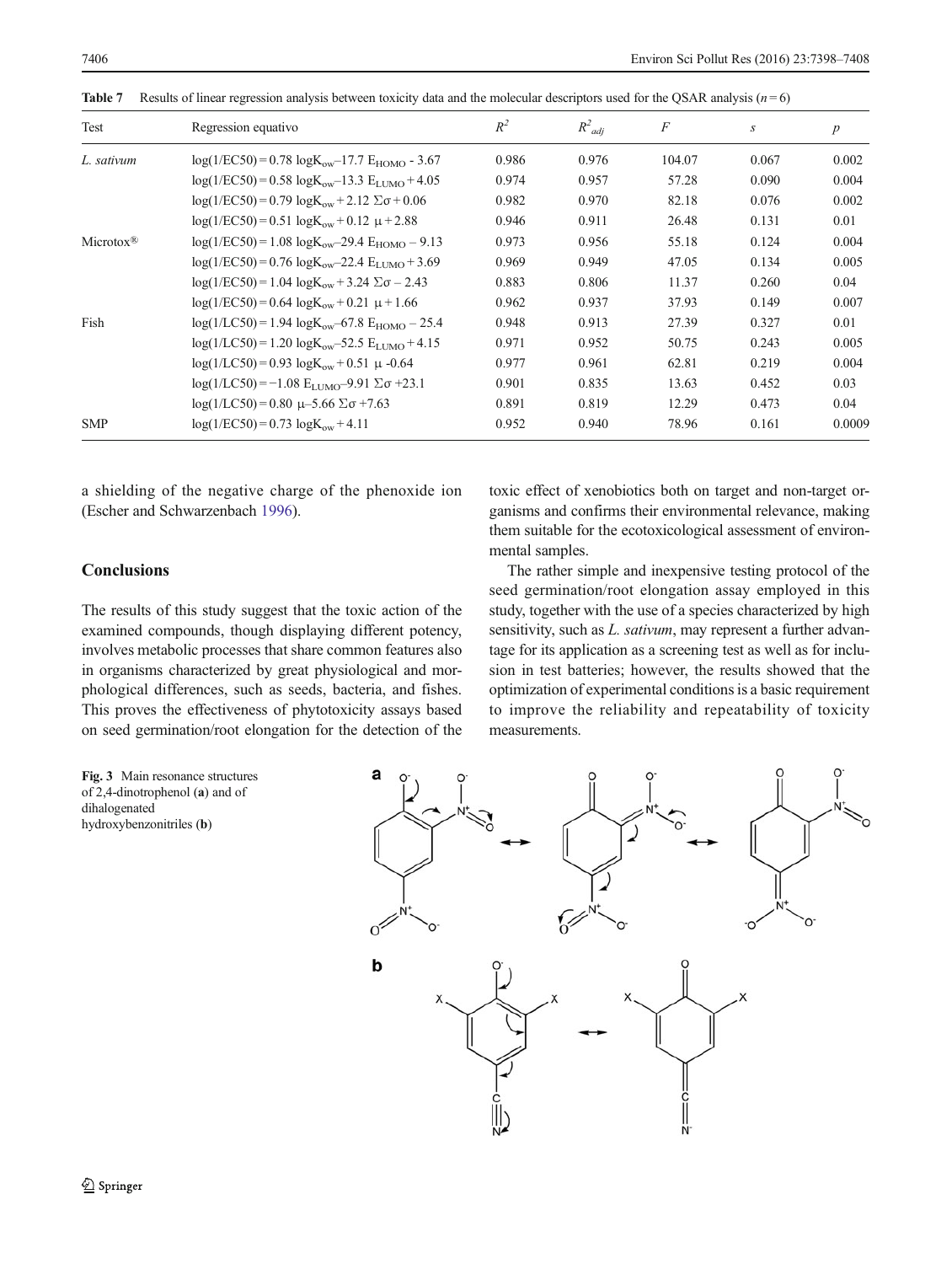**Table 7** Results of linear regression analysis between toxicity data and the molecular descriptors used for the QSAR analysis ($n = 6$)

| Test | Regression equativo | $R^2$ | $R^2_{adj}$ | $F$ | $s$ | $p$ |
|---|---|---|---|---|---|---|
| *L. sativum* | $\log(1/EC50) = 0.78 \log K_{ow} - 17.7 E_{HOMO} - 3.67$ | 0.986 | 0.976 | 104.07 | 0.067 | 0.002 |
| | $\log(1/EC50) = 0.58 \log K_{ow} - 13.3 E_{LUMO} + 4.05$ | 0.974 | 0.957 | 57.28 | 0.090 | 0.004 |
| | $\log(1/EC50) = 0.79 \log K_{ow} + 2.12 \Sigma\sigma + 0.06$ | 0.982 | 0.970 | 82.18 | 0.076 | 0.002 |
| | $\log(1/EC50) = 0.51 \log K_{ow} + 0.12 \mu + 2.88$ | 0.946 | 0.911 | 26.48 | 0.131 | 0.01 |
| Microtox® | $\log(1/EC50) = 1.08 \log K_{ow} - 29.4 E_{HOMO} - 9.13$ | 0.973 | 0.956 | 55.18 | 0.124 | 0.004 |
| | $\log(1/EC50) = 0.76 \log K_{ow} - 22.4 E_{LUMO} + 3.69$ | 0.969 | 0.949 | 47.05 | 0.134 | 0.005 |
| | $\log(1/EC50) = 1.04 \log K_{ow} + 3.24 \Sigma\sigma - 2.43$ | 0.883 | 0.806 | 11.37 | 0.260 | 0.04 |
| | $\log(1/EC50) = 0.64 \log K_{ow} + 0.21 \mu + 1.66$ | 0.962 | 0.937 | 37.93 | 0.149 | 0.007 |
| Fish | $\log(1/LC50) = 1.94 \log K_{ow} - 67.8 E_{HOMO} - 25.4$ | 0.948 | 0.913 | 27.39 | 0.327 | 0.01 |
| | $\log(1/LC50) = 1.20 \log K_{ow} - 52.5 E_{LUMO} + 4.15$ | 0.971 | 0.952 | 50.75 | 0.243 | 0.005 |
| | $\log(1/LC50) = 0.93 \log K_{ow} + 0.51 \mu - 0.64$ | 0.977 | 0.961 | 62.81 | 0.219 | 0.004 |
| | $\log(1/LC50) = -1.08 E_{LUMO} - 9.91 \Sigma\sigma + 23.1$ | 0.901 | 0.835 | 13.63 | 0.452 | 0.03 |
| | $\log(1/LC50) = 0.80 \mu - 5.66 \Sigma\sigma + 7.63$ | 0.891 | 0.819 | 12.29 | 0.473 | 0.04 |
| SMP | $\log(1/EC50) = 0.73 \log K_{ow} + 4.11$ | 0.952 | 0.940 | 78.96 | 0.161 | 0.0009 |

a shielding of the negative charge of the phenoxide ion (Escher and Schwarzenbach 1996).

## Conclusions

The results of this study suggest that the toxic action of the examined compounds, though displaying different potency, involves metabolic processes that share common features also in organisms characterized by great physiological and morphological differences, such as seeds, bacteria, and fishes. This proves the effectiveness of phytotoxicity assays based on seed germination/root elongation for the detection of the toxic effect of xenobiotics both on target and non-target organisms and confirms their environmental relevance, making them suitable for the ecotoxicological assessment of environmental samples.

The rather simple and inexpensive testing protocol of the seed germination/root elongation assay employed in this study, together with the use of a species characterized by high sensitivity, such as *L. sativum*, may represent a further advantage for its application as a screening test as well as for inclusion in test batteries; however, the results showed that the optimization of experimental conditions is a basic requirement to improve the reliability and repeatability of toxicity measurements.

**Fig. 3** Main resonance structures of 2,4-dinotrophenol (**a**) and of dihalogenated hydroxybenzonitriles (**b**)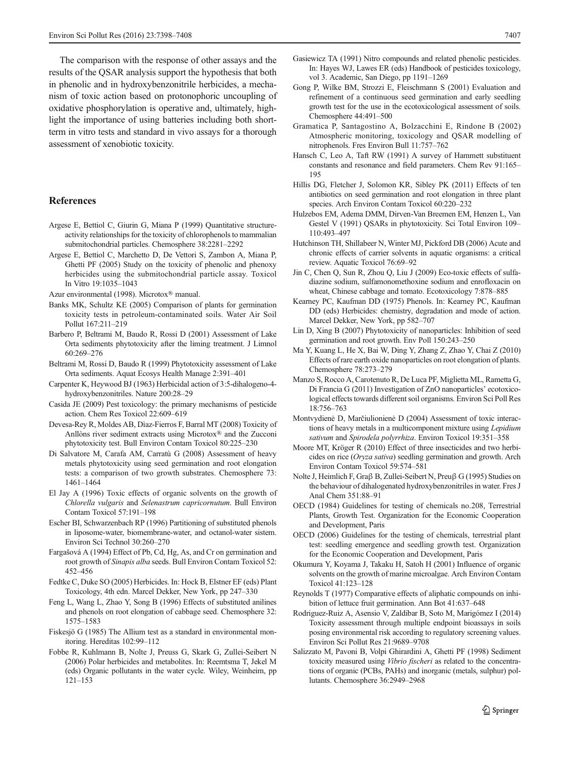The comparison with the response of other assays and the results of the QSAR analysis support the hypothesis that both in phenolic and in hydroxybenzonitrile herbicides, a mechanism of toxic action based on protonophoric uncoupling of oxidative phosphorylation is operative and, ultimately, highlight the importance of using batteries including both short-term in vitro tests and standard in vivo assays for a thorough assessment of xenobiotic toxicity.

## References

Argese E, Bettiol C, Giurin G, Miana P (1999) Quantitative structure-activity relationships for the toxicity of chlorophenols to mammalian submitochondrial particles. Chemosphere 38:2281–2292

Argese E, Bettiol C, Marchetto D, De Vettori S, Zambon A, Miana P, Ghetti PF (2005) Study on the toxicity of phenolic and phenoxy herbicides using the submitochondrial particle assay. Toxicol In Vitro 19:1035–1043

Azur environmental (1998). Microtox® manual.

Banks MK, Schultz KE (2005) Comparison of plants for germination toxicity tests in petroleum-contaminated soils. Water Air Soil Pollut 167:211–219

Barbero P, Beltrami M, Baudo R, Rossi D (2001) Assessment of Lake Orta sediments phytotoxicity after the liming treatment. J Limnol 60:269–276

Beltrami M, Rossi D, Baudo R (1999) Phytotoxicity assessment of Lake Orta sediments. Aquat Ecosys Health Manage 2:391–401

Carpenter K, Heywood BJ (1963) Herbicidal action of 3:5-dihalogeno-4-hydroxybenzonitriles. Nature 200:28–29

Casida JE (2009) Pest toxicology: the primary mechanisms of pesticide action. Chem Res Toxicol 22:609–619

Devesa-Rey R, Moldes AB, Dìaz-Fierros F, Barral MT (2008) Toxicity of Anllòns river sediment extracts using Microtox® and the Zucconi phytotoxicity test. Bull Environ Contam Toxicol 80:225–230

Di Salvatore M, Carafa AM, Carratù G (2008) Assessment of heavy metals phytotoxicity using seed germination and root elongation tests: a comparison of two growth substrates. Chemosphere 73: 1461–1464

El Jay A (1996) Toxic effects of organic solvents on the growth of *Chlorella vulgaris* and *Selenastrum capricornutum*. Bull Environ Contam Toxicol 57:191–198

Escher BI, Schwarzenbach RP (1996) Partitioning of substituted phenols in liposome-water, biomembrane-water, and octanol-water sistem. Environ Sci Technol 30:260–270

Fargašová A (1994) Effect of Pb, Cd, Hg, As, and Cr on germination and root growth of *Sinapis alba* seeds. Bull Environ Contam Toxicol 52: 452–456

Fedtke C, Duke SO (2005) Herbicides. In: Hock B, Elstner EF (eds) Plant Toxicology, 4th edn. Marcel Dekker, New York, pp 247–330

Feng L, Wang L, Zhao Y, Song B (1996) Effects of substituted anilines and phenols on root elongation of cabbage seed. Chemosphere 32: 1575–1583

Fiskesjö G (1985) The Allium test as a standard in environmental monitoring. Hereditas 102:99–112

Fobbe R, Kuhlmann B, Nolte J, Preuss G, Skark G, Zullei-Seibert N (2006) Polar herbicides and metabolites. In: Reemtsma T, Jekel M (eds) Organic pollutants in the water cycle. Wiley, Weinheim, pp 121–153

Gasiewicz TA (1991) Nitro compounds and related phenolic pesticides. In: Hayes WJ, Lawes ER (eds) Handbook of pesticides toxicology, vol 3. Academic, San Diego, pp 1191–1269

Gong P, Wilke BM, Strozzi E, Fleischmann S (2001) Evaluation and refinement of a continuous seed germination and early seedling growth test for the use in the ecotoxicological assessment of soils. Chemosphere 44:491–500

Gramatica P, Santagostino A, Bolzacchini E, Rindone B (2002) Atmospheric monitoring, toxicology and QSAR modelling of nitrophenols. Fres Environ Bull 11:757–762

Hansch C, Leo A, Taft RW (1991) A survey of Hammett substituent constants and resonance and field parameters. Chem Rev 91:165–195

Hillis DG, Fletcher J, Solomon KR, Sibley PK (2011) Effects of ten antibiotics on seed germination and root elongation in three plant species. Arch Environ Contam Toxicol 60:220–232

Hulzebos EM, Adema DMM, Dirven-Van Breemen EM, Henzen L, Van Gestel V (1991) QSARs in phytotoxicity. Sci Total Environ 109–110:493–497

Hutchinson TH, Shillabeer N, Winter MJ, Pickford DB (2006) Acute and chronic effects of carrier solvents in aquatic organisms: a critical review. Aquatic Toxicol 76:69–92

Jin C, Chen Q, Sun R, Zhou Q, Liu J (2009) Eco-toxic effects of sulfadiazine sodium, sulfamonomethoxine sodium and enrofloxacin on wheat, Chinese cabbage and tomato. Ecotoxicology 7:878–885

Kearney PC, Kaufman DD (1975) Phenols. In: Kearney PC, Kaufman DD (eds) Herbicides: chemistry, degradation and mode of action. Marcel Dekker, New York, pp 582–707

Lin D, Xing B (2007) Phytotoxicity of nanoparticles: Inhibition of seed germination and root growth. Env Poll 150:243–250

Ma Y, Kuang L, He X, Bai W, Ding Y, Zhang Z, Zhao Y, Chai Z (2010) Effects of rare earth oxide nanoparticles on root elongation of plants. Chemosphere 78:273–279

Manzo S, Rocco A, Carotenuto R, De Luca PF, Miglietta ML, Rametta G, Di Francia G (2011) Investigation of ZnO nanoparticles' ecotoxicological effects towards different soil organisms. Environ Sci Poll Res 18:756–763

Montvydienė D, Marčiulionienė D (2004) Assessment of toxic interactions of heavy metals in a multicomponent mixture using *Lepidium sativum* and *Spirodela polyrrhiza*. Environ Toxicol 19:351–358

Moore MT, Kröger R (2010) Effect of three insecticides and two herbicides on rice (*Oryza sativa*) seedling germination and growth. Arch Environ Contam Toxicol 59:574–581

Nolte J, Heimlich F, Graβ B, Zullei-Seibert N, Preuβ G (1995) Studies on the behaviour of dihalogenated hydroxybenzonitriles in water. Fres J Anal Chem 351:88–91

OECD (1984) Guidelines for testing of chemicals no.208, Terrestrial Plants, Growth Test. Organization for the Economic Cooperation and Development, Paris

OECD (2006) Guidelines for the testing of chemicals, terrestrial plant test: seedling emergence and seedling growth test. Organization for the Economic Cooperation and Development, Paris

Okumura Y, Koyama J, Takaku H, Satoh H (2001) Influence of organic solvents on the growth of marine microalgae. Arch Environ Contam Toxicol 41:123–128

Reynolds T (1977) Comparative effects of aliphatic compounds on inhibition of lettuce fruit germination. Ann Bot 41:637–648

Rodriguez-Ruiz A, Asensio V, Zaldibar B, Soto M, Marigómez I (2014) Toxicity assessment through multiple endpoint bioassays in soils posing environmental risk according to regulatory screening values. Environ Sci Pollut Res 21:9689–9708

Salizzato M, Pavoni B, Volpi Ghirardini A, Ghetti PF (1998) Sediment toxicity measured using *Vibrio fischeri* as related to the concentrations of organic (PCBs, PAHs) and inorganic (metals, sulphur) pollutants. Chemosphere 36:2949–2968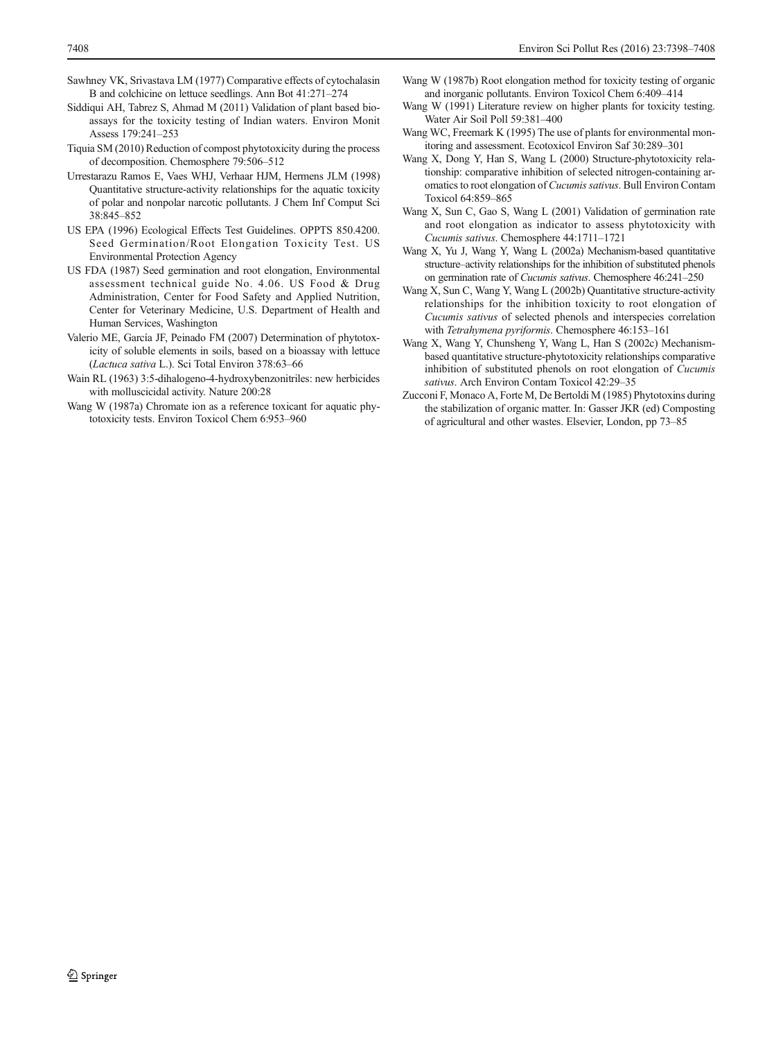Sawhney VK, Srivastava LM (1977) Comparative effects of cytochalasin B and colchicine on lettuce seedlings. Ann Bot 41:271–274

Siddiqui AH, Tabrez S, Ahmad M (2011) Validation of plant based bioassays for the toxicity testing of Indian waters. Environ Monit Assess 179:241–253

Tiquia SM (2010) Reduction of compost phytotoxicity during the process of decomposition. Chemosphere 79:506–512

Urrestarazu Ramos E, Vaes WHJ, Verhaar HJM, Hermens JLM (1998) Quantitative structure-activity relationships for the aquatic toxicity of polar and nonpolar narcotic pollutants. J Chem Inf Comput Sci 38:845–852

US EPA (1996) Ecological Effects Test Guidelines. OPPTS 850.4200. Seed Germination/Root Elongation Toxicity Test. US Environmental Protection Agency

US FDA (1987) Seed germination and root elongation, Environmental assessment technical guide No. 4.06. US Food & Drug Administration, Center for Food Safety and Applied Nutrition, Center for Veterinary Medicine, U.S. Department of Health and Human Services, Washington

Valerio ME, García JF, Peinado FM (2007) Determination of phytotoxicity of soluble elements in soils, based on a bioassay with lettuce (*Lactuca sativa* L.). Sci Total Environ 378:63–66

Wain RL (1963) 3:5-dihalogeno-4-hydroxybenzonitriles: new herbicides with molluscicidal activity. Nature 200:28

Wang W (1987a) Chromate ion as a reference toxicant for aquatic phytotoxicity tests. Environ Toxicol Chem 6:953–960

Wang W (1987b) Root elongation method for toxicity testing of organic and inorganic pollutants. Environ Toxicol Chem 6:409–414

Wang W (1991) Literature review on higher plants for toxicity testing. Water Air Soil Poll 59:381–400

Wang WC, Freemark K (1995) The use of plants for environmental monitoring and assessment. Ecotoxicol Environ Saf 30:289–301

Wang X, Dong Y, Han S, Wang L (2000) Structure-phytotoxicity relationship: comparative inhibition of selected nitrogen-containing aromatics to root elongation of *Cucumis sativus*. Bull Environ Contam Toxicol 64:859–865

Wang X, Sun C, Gao S, Wang L (2001) Validation of germination rate and root elongation as indicator to assess phytotoxicity with *Cucumis sativus*. Chemosphere 44:1711–1721

Wang X, Yu J, Wang Y, Wang L (2002a) Mechanism-based quantitative structure–activity relationships for the inhibition of substituted phenols on germination rate of *Cucumis sativus*. Chemosphere 46:241–250

Wang X, Sun C, Wang Y, Wang L (2002b) Quantitative structure-activity relationships for the inhibition toxicity to root elongation of *Cucumis sativus* of selected phenols and interspecies correlation with *Tetrahymena pyriformis*. Chemosphere 46:153–161

Wang X, Wang Y, Chunsheng Y, Wang L, Han S (2002c) Mechanism-based quantitative structure-phytotoxicity relationships comparative inhibition of substituted phenols on root elongation of *Cucumis sativus*. Arch Environ Contam Toxicol 42:29–35

Zucconi F, Monaco A, Forte M, De Bertoldi M (1985) Phytotoxins during the stabilization of organic matter. In: Gasser JKR (ed) Composting of agricultural and other wastes. Elsevier, London, pp 73–85